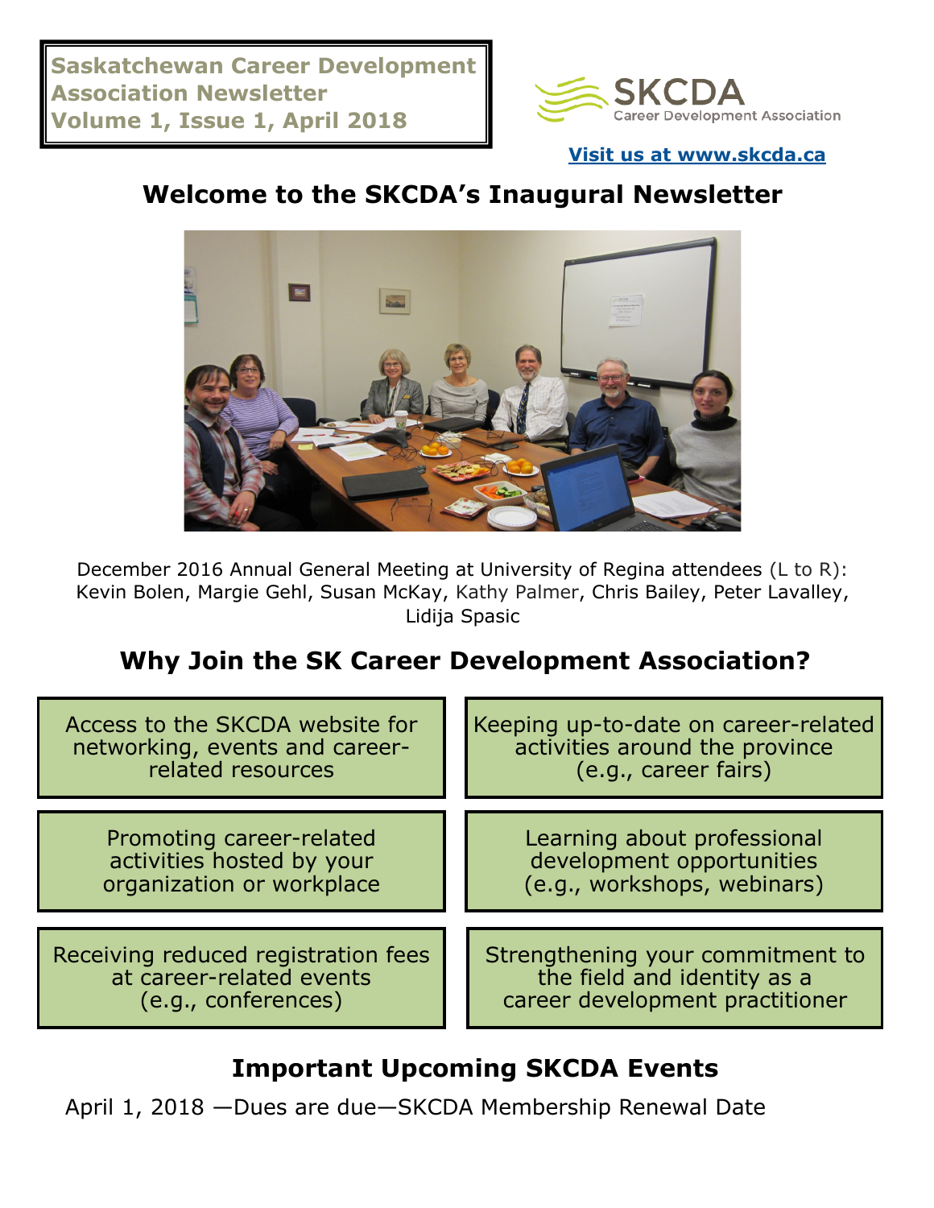**Saskatchewan Career Development Association Newsletter**
**Volume 1, Issue 1, April 2018**

SKCDA Career Development Association

**Visit us at www.skcda.ca**

## Welcome to the SKCDA's Inaugural Newsletter

December 2016 Annual General Meeting at University of Regina attendees (L to R): Kevin Bolen, Margie Gehl, Susan McKay, Kathy Palmer, Chris Bailey, Peter Lavalley, Lidija Spasic

## Why Join the SK Career Development Association?

- Access to the SKCDA website for networking, events and career-related resources
- Keeping up-to-date on career-related activities around the province (e.g., career fairs)
- Promoting career-related activities hosted by your organization or workplace
- Learning about professional development opportunities (e.g., workshops, webinars)
- Receiving reduced registration fees at career-related events (e.g., conferences)
- Strengthening your commitment to the field and identity as a career development practitioner

## Important Upcoming SKCDA Events

April 1, 2018 —Dues are due—SKCDA Membership Renewal Date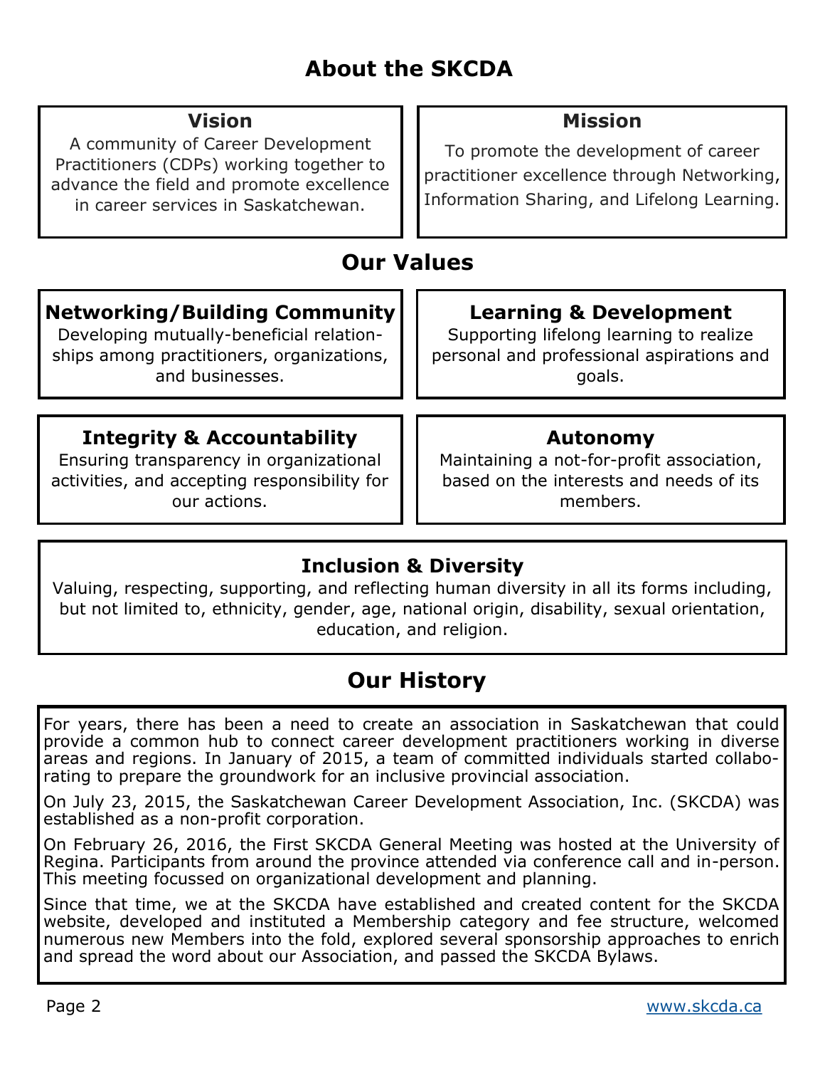# About the SKCDA

### Vision

A community of Career Development Practitioners (CDPs) working together to advance the field and promote excellence in career services in Saskatchewan.

### Mission

To promote the development of career practitioner excellence through Networking, Information Sharing, and Lifelong Learning.

## Our Values

### Networking/Building Community

Developing mutually-beneficial relationships among practitioners, organizations, and businesses.

### Learning & Development

Supporting lifelong learning to realize personal and professional aspirations and goals.

### Integrity & Accountability

Ensuring transparency in organizational activities, and accepting responsibility for our actions.

### Autonomy

Maintaining a not-for-profit association, based on the interests and needs of its members.

### Inclusion & Diversity

Valuing, respecting, supporting, and reflecting human diversity in all its forms including, but not limited to, ethnicity, gender, age, national origin, disability, sexual orientation, education, and religion.

## Our History

For years, there has been a need to create an association in Saskatchewan that could provide a common hub to connect career development practitioners working in diverse areas and regions. In January of 2015, a team of committed individuals started collaborating to prepare the groundwork for an inclusive provincial association.

On July 23, 2015, the Saskatchewan Career Development Association, Inc. (SKCDA) was established as a non-profit corporation.

On February 26, 2016, the First SKCDA General Meeting was hosted at the University of Regina. Participants from around the province attended via conference call and in-person. This meeting focussed on organizational development and planning.

Since that time, we at the SKCDA have established and created content for the SKCDA website, developed and instituted a Membership category and fee structure, welcomed numerous new Members into the fold, explored several sponsorship approaches to enrich and spread the word about our Association, and passed the SKCDA Bylaws.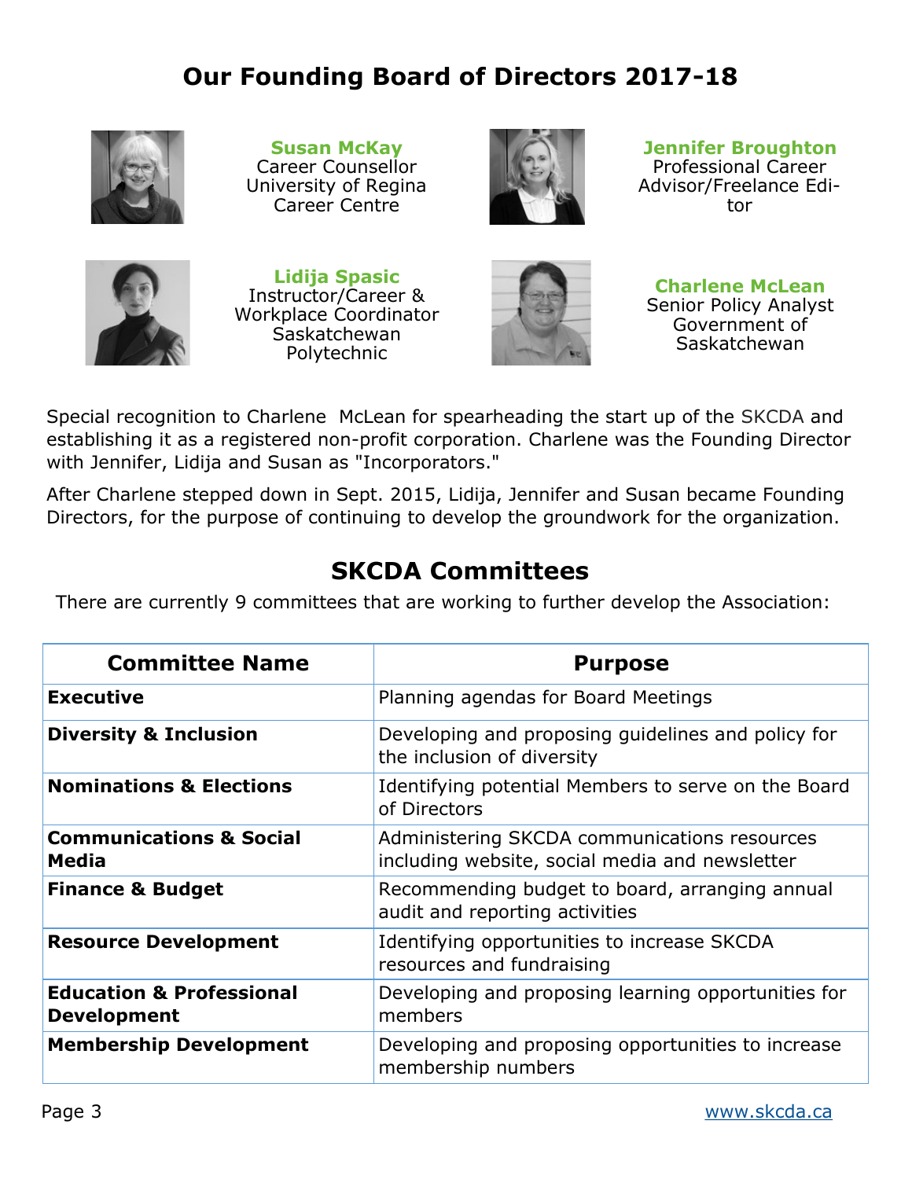# Our Founding Board of Directors 2017-18

**Susan McKay**
Career Counsellor
University of Regina
Career Centre

**Jennifer Broughton**
Professional Career
Advisor/Freelance Editor

**Lidija Spasic**
Instructor/Career &
Workplace Coordinator
Saskatchewan
Polytechnic

**Charlene McLean**
Senior Policy Analyst
Government of
Saskatchewan

Special recognition to Charlene McLean for spearheading the start up of the SKCDA and establishing it as a registered non-profit corporation. Charlene was the Founding Director with Jennifer, Lidija and Susan as "Incorporators."

After Charlene stepped down in Sept. 2015, Lidija, Jennifer and Susan became Founding Directors, for the purpose of continuing to develop the groundwork for the organization.

## SKCDA Committees

There are currently 9 committees that are working to further develop the Association:

| Committee Name | Purpose |
|---|---|
| **Executive** | Planning agendas for Board Meetings |
| **Diversity & Inclusion** | Developing and proposing guidelines and policy for the inclusion of diversity |
| **Nominations & Elections** | Identifying potential Members to serve on the Board of Directors |
| **Communications & Social Media** | Administering SKCDA communications resources including website, social media and newsletter |
| **Finance & Budget** | Recommending budget to board, arranging annual audit and reporting activities |
| **Resource Development** | Identifying opportunities to increase SKCDA resources and fundraising |
| **Education & Professional Development** | Developing and proposing learning opportunities for members |
| **Membership Development** | Developing and proposing opportunities to increase membership numbers |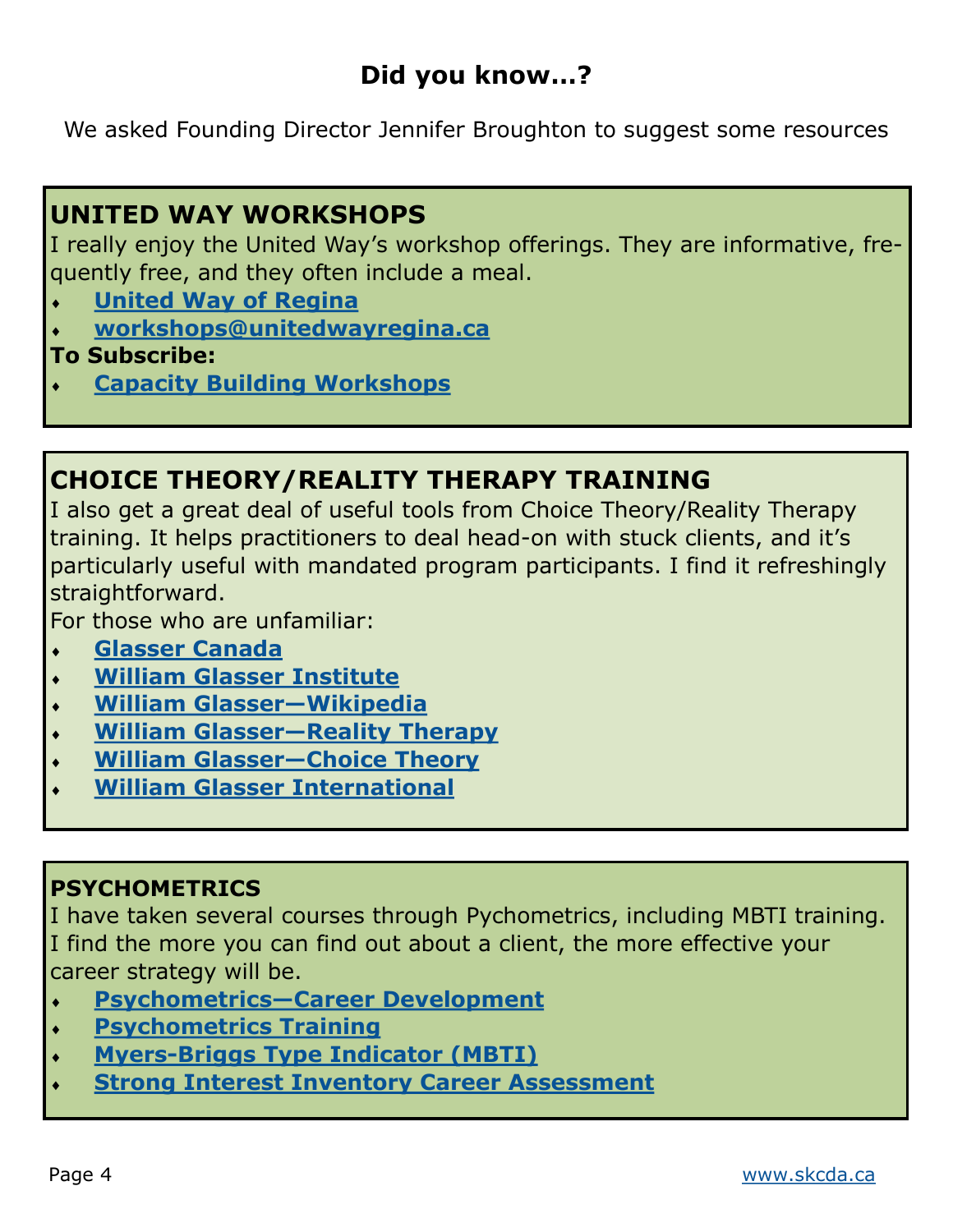## Did you know…?

We asked Founding Director Jennifer Broughton to suggest some resources

### UNITED WAY WORKSHOPS

I really enjoy the United Way's workshop offerings. They are informative, frequently free, and they often include a meal.

- **United Way of Regina**
- **workshops@unitedwayregina.ca**

**To Subscribe:**

- **Capacity Building Workshops**

### CHOICE THEORY/REALITY THERAPY TRAINING

I also get a great deal of useful tools from Choice Theory/Reality Therapy training. It helps practitioners to deal head-on with stuck clients, and it's particularly useful with mandated program participants. I find it refreshingly straightforward.

For those who are unfamiliar:

- **Glasser Canada**
- **William Glasser Institute**
- **William Glasser—Wikipedia**
- **William Glasser—Reality Therapy**
- **William Glasser—Choice Theory**
- **William Glasser International**

### PSYCHOMETRICS

I have taken several courses through Pychometrics, including MBTI training. I find the more you can find out about a client, the more effective your career strategy will be.

- **Psychometrics—Career Development**
- **Psychometrics Training**
- **Myers-Briggs Type Indicator (MBTI)**
- **Strong Interest Inventory Career Assessment**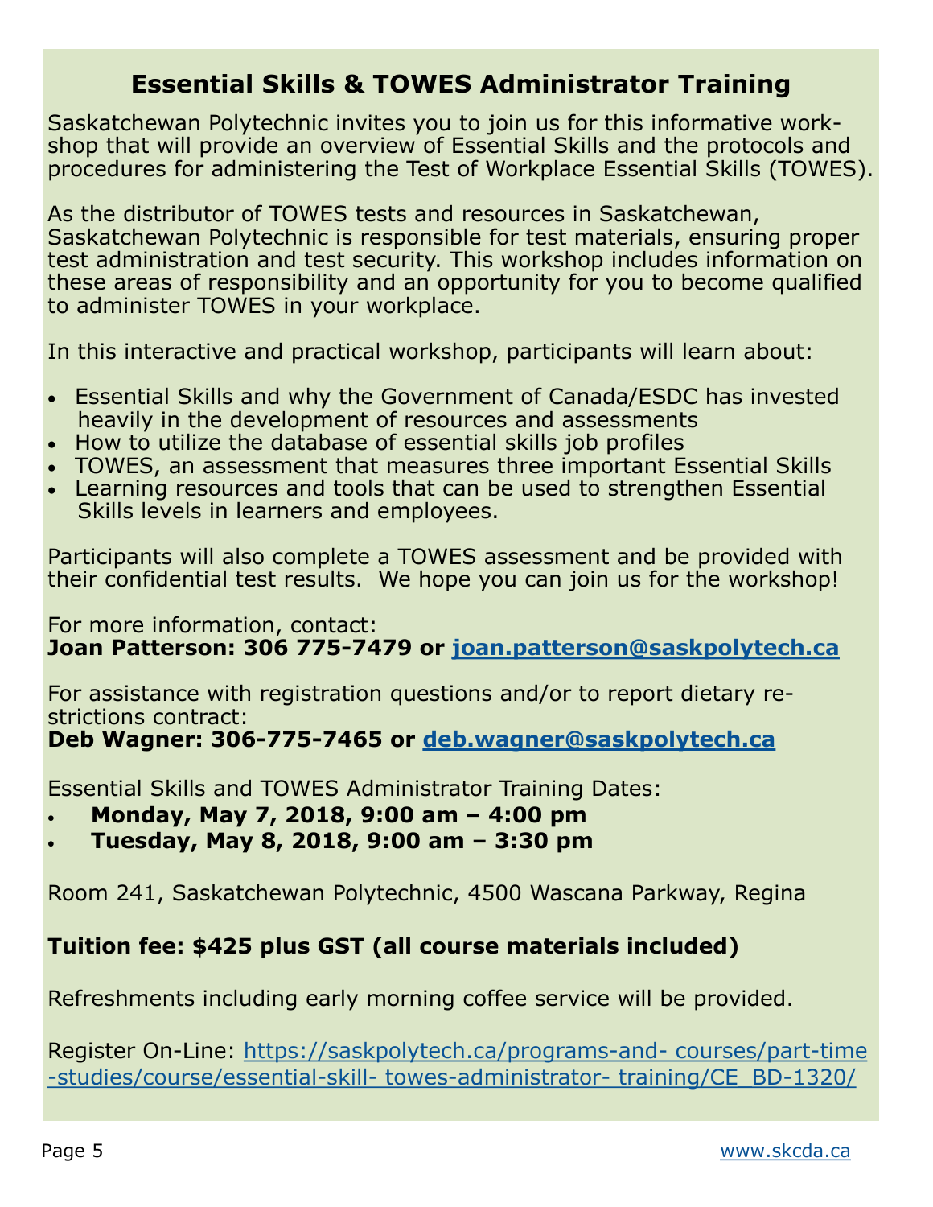## Essential Skills & TOWES Administrator Training

Saskatchewan Polytechnic invites you to join us for this informative workshop that will provide an overview of Essential Skills and the protocols and procedures for administering the Test of Workplace Essential Skills (TOWES).

As the distributor of TOWES tests and resources in Saskatchewan, Saskatchewan Polytechnic is responsible for test materials, ensuring proper test administration and test security. This workshop includes information on these areas of responsibility and an opportunity for you to become qualified to administer TOWES in your workplace.

In this interactive and practical workshop, participants will learn about:

- Essential Skills and why the Government of Canada/ESDC has invested heavily in the development of resources and assessments
- How to utilize the database of essential skills job profiles
- TOWES, an assessment that measures three important Essential Skills
- Learning resources and tools that can be used to strengthen Essential Skills levels in learners and employees.

Participants will also complete a TOWES assessment and be provided with their confidential test results. We hope you can join us for the workshop!

For more information, contact:
**Joan Patterson: 306 775-7479 or [joan.patterson@saskpolytech.ca](mailto:joan.patterson@saskpolytech.ca)**

For assistance with registration questions and/or to report dietary restrictions contract:
**Deb Wagner: 306-775-7465 or [deb.wagner@saskpolytech.ca](mailto:deb.wagner@saskpolytech.ca)**

Essential Skills and TOWES Administrator Training Dates:

- **Monday, May 7, 2018, 9:00 am – 4:00 pm**
- **Tuesday, May 8, 2018, 9:00 am – 3:30 pm**

Room 241, Saskatchewan Polytechnic, 4500 Wascana Parkway, Regina

**Tuition fee: $425 plus GST (all course materials included)**

Refreshments including early morning coffee service will be provided.

Register On-Line: https://saskpolytech.ca/programs-and- courses/part-time-studies/course/essential-skill- towes-administrator- training/CE_BD-1320/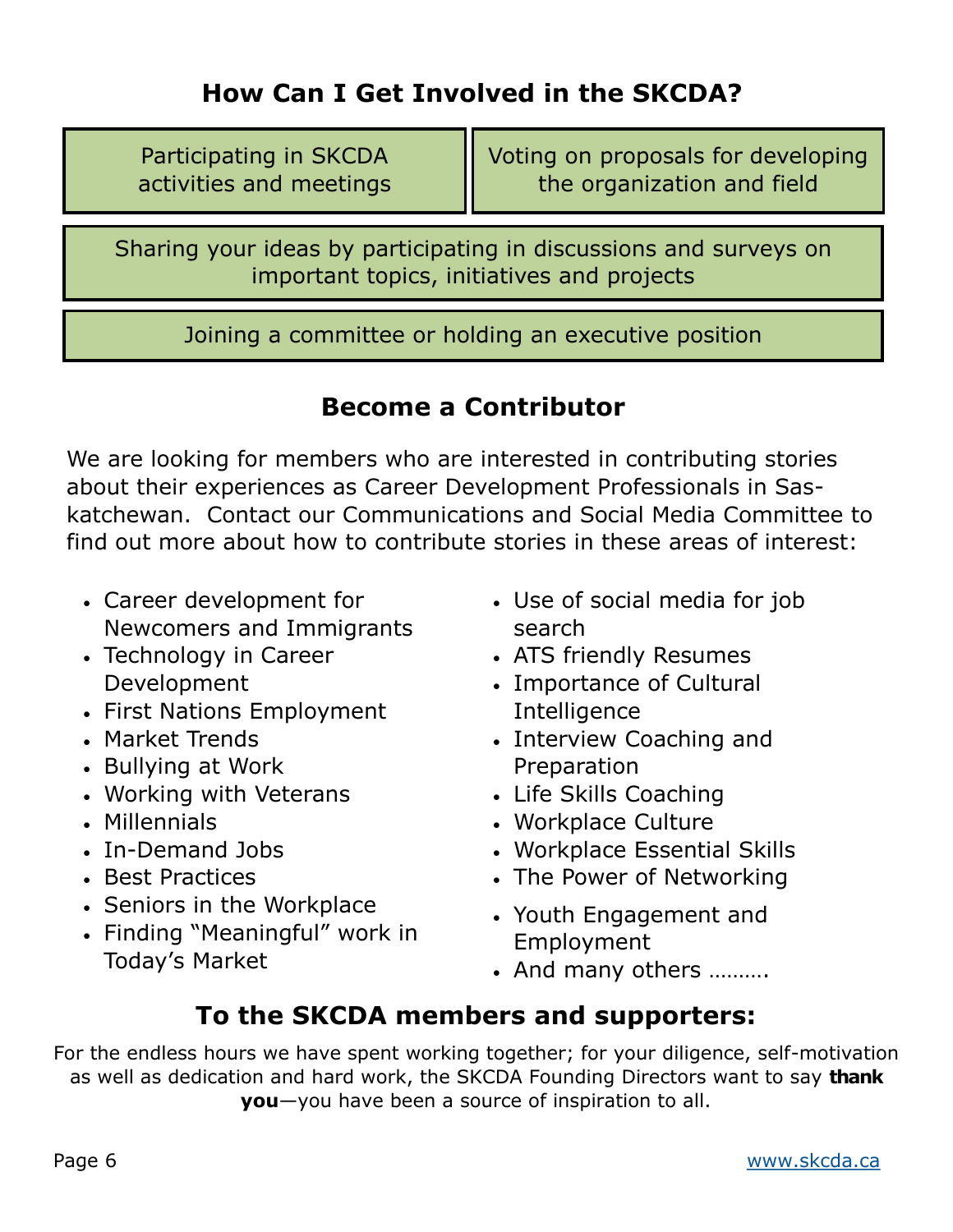## How Can I Get Involved in the SKCDA?

- Participating in SKCDA activities and meetings
- Voting on proposals for developing the organization and field
- Sharing your ideas by participating in discussions and surveys on important topics, initiatives and projects
- Joining a committee or holding an executive position

## Become a Contributor

We are looking for members who are interested in contributing stories about their experiences as Career Development Professionals in Saskatchewan. Contact our Communications and Social Media Committee to find out more about how to contribute stories in these areas of interest:

- Career development for Newcomers and Immigrants
- Technology in Career Development
- First Nations Employment
- Market Trends
- Bullying at Work
- Working with Veterans
- Millennials
- In-Demand Jobs
- Best Practices
- Seniors in the Workplace
- Finding "Meaningful" work in Today's Market
- Use of social media for job search
- ATS friendly Resumes
- Importance of Cultural Intelligence
- Interview Coaching and Preparation
- Life Skills Coaching
- Workplace Culture
- Workplace Essential Skills
- The Power of Networking
- Youth Engagement and Employment
- And many others ……….

## To the SKCDA members and supporters:

For the endless hours we have spent working together; for your diligence, self-motivation as well as dedication and hard work, the SKCDA Founding Directors want to say **thank you**—you have been a source of inspiration to all.

www.skcda.ca